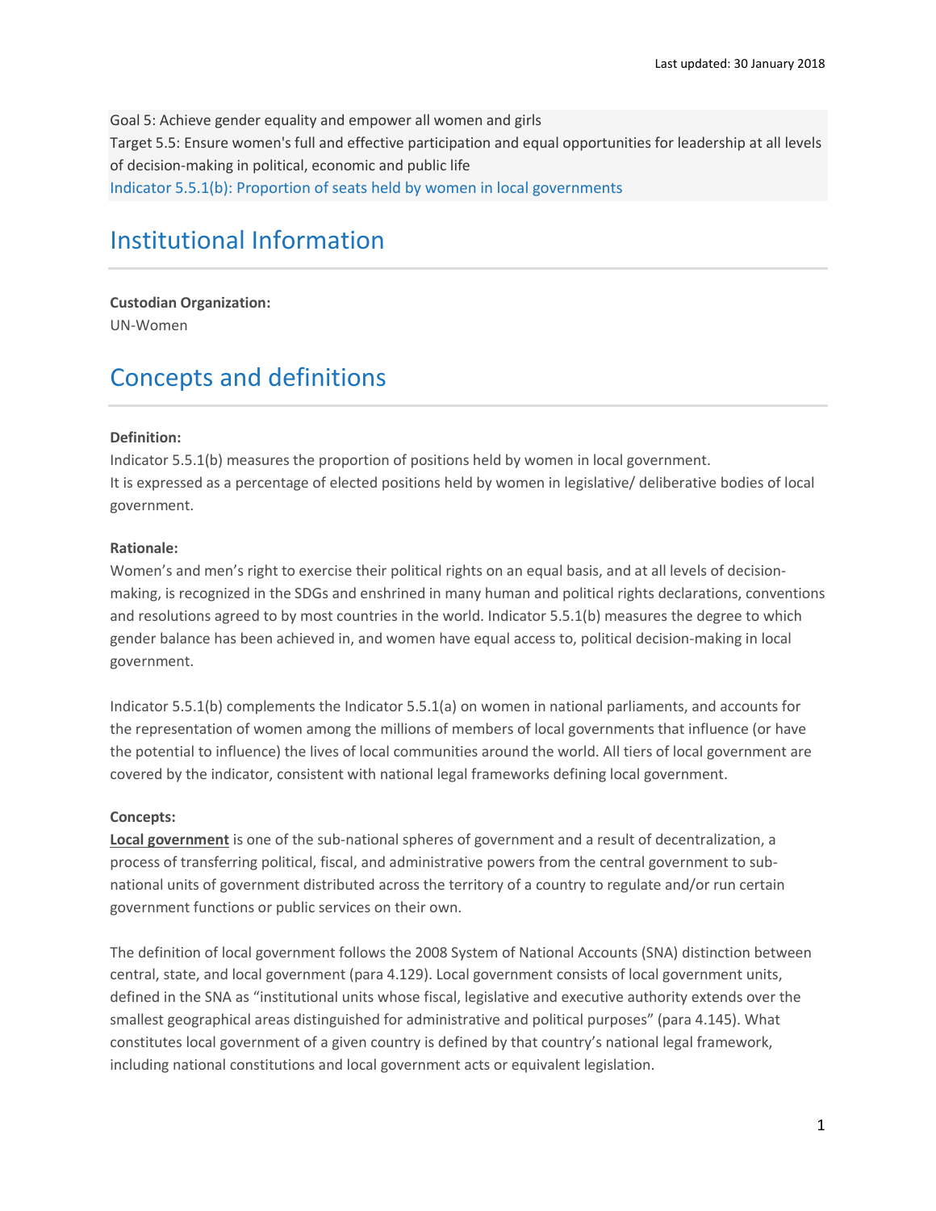Last updated: 30 January 2018

Goal 5: Achieve gender equality and empower all women and girls
Target 5.5: Ensure women's full and effective participation and equal opportunities for leadership at all levels of decision-making in political, economic and public life
Indicator 5.5.1(b): Proportion of seats held by women in local governments

# Institutional Information

**Custodian Organization:**
UN-Women

# Concepts and definitions

**Definition:**
Indicator 5.5.1(b) measures the proportion of positions held by women in local government.
It is expressed as a percentage of elected positions held by women in legislative/ deliberative bodies of local government.

**Rationale:**
Women's and men's right to exercise their political rights on an equal basis, and at all levels of decision-making, is recognized in the SDGs and enshrined in many human and political rights declarations, conventions and resolutions agreed to by most countries in the world. Indicator 5.5.1(b) measures the degree to which gender balance has been achieved in, and women have equal access to, political decision-making in local government.

Indicator 5.5.1(b) complements the Indicator 5.5.1(a) on women in national parliaments, and accounts for the representation of women among the millions of members of local governments that influence (or have the potential to influence) the lives of local communities around the world. All tiers of local government are covered by the indicator, consistent with national legal frameworks defining local government.

**Concepts:**
**Local government** is one of the sub-national spheres of government and a result of decentralization, a process of transferring political, fiscal, and administrative powers from the central government to sub-national units of government distributed across the territory of a country to regulate and/or run certain government functions or public services on their own.

The definition of local government follows the 2008 System of National Accounts (SNA) distinction between central, state, and local government (para 4.129). Local government consists of local government units, defined in the SNA as "institutional units whose fiscal, legislative and executive authority extends over the smallest geographical areas distinguished for administrative and political purposes" (para 4.145). What constitutes local government of a given country is defined by that country's national legal framework, including national constitutions and local government acts or equivalent legislation.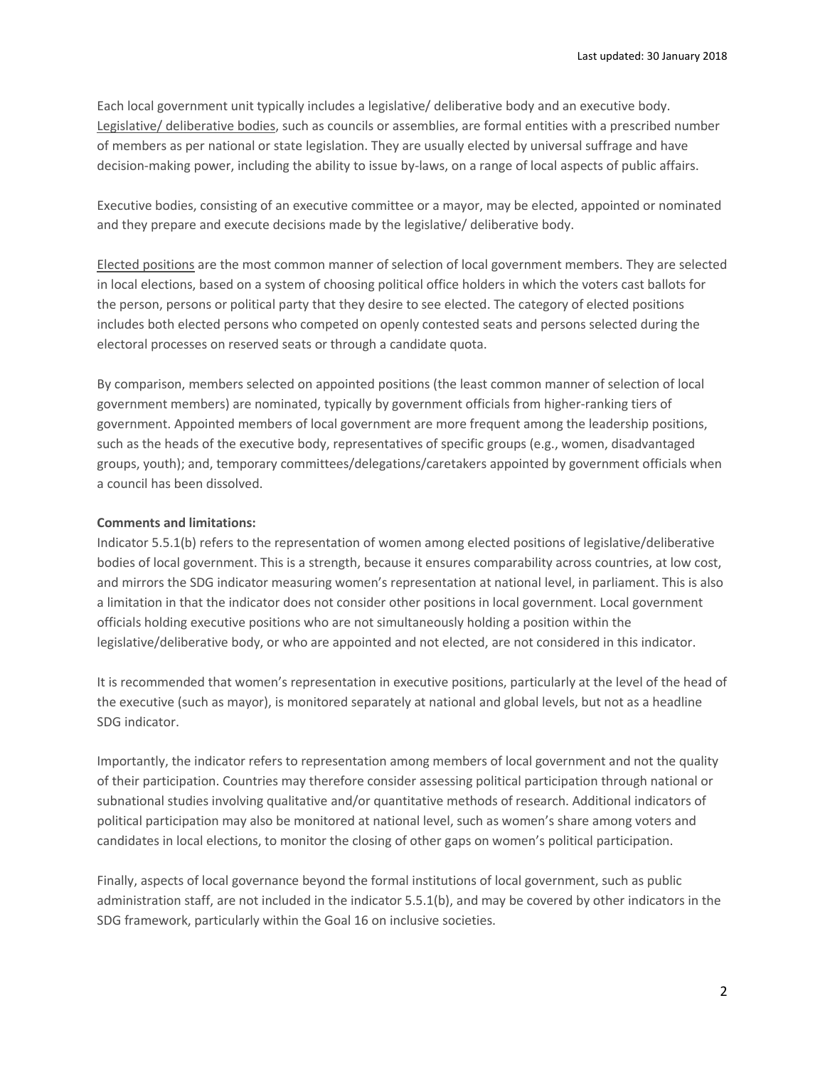Each local government unit typically includes a legislative/ deliberative body and an executive body. Legislative/ deliberative bodies, such as councils or assemblies, are formal entities with a prescribed number of members as per national or state legislation. They are usually elected by universal suffrage and have decision-making power, including the ability to issue by-laws, on a range of local aspects of public affairs.

Executive bodies, consisting of an executive committee or a mayor, may be elected, appointed or nominated and they prepare and execute decisions made by the legislative/ deliberative body.

Elected positions are the most common manner of selection of local government members. They are selected in local elections, based on a system of choosing political office holders in which the voters cast ballots for the person, persons or political party that they desire to see elected. The category of elected positions includes both elected persons who competed on openly contested seats and persons selected during the electoral processes on reserved seats or through a candidate quota.

By comparison, members selected on appointed positions (the least common manner of selection of local government members) are nominated, typically by government officials from higher-ranking tiers of government. Appointed members of local government are more frequent among the leadership positions, such as the heads of the executive body, representatives of specific groups (e.g., women, disadvantaged groups, youth); and, temporary committees/delegations/caretakers appointed by government officials when a council has been dissolved.

**Comments and limitations:**

Indicator 5.5.1(b) refers to the representation of women among elected positions of legislative/deliberative bodies of local government. This is a strength, because it ensures comparability across countries, at low cost, and mirrors the SDG indicator measuring women's representation at national level, in parliament. This is also a limitation in that the indicator does not consider other positions in local government. Local government officials holding executive positions who are not simultaneously holding a position within the legislative/deliberative body, or who are appointed and not elected, are not considered in this indicator.

It is recommended that women's representation in executive positions, particularly at the level of the head of the executive (such as mayor), is monitored separately at national and global levels, but not as a headline SDG indicator.

Importantly, the indicator refers to representation among members of local government and not the quality of their participation. Countries may therefore consider assessing political participation through national or subnational studies involving qualitative and/or quantitative methods of research. Additional indicators of political participation may also be monitored at national level, such as women's share among voters and candidates in local elections, to monitor the closing of other gaps on women's political participation.

Finally, aspects of local governance beyond the formal institutions of local government, such as public administration staff, are not included in the indicator 5.5.1(b), and may be covered by other indicators in the SDG framework, particularly within the Goal 16 on inclusive societies.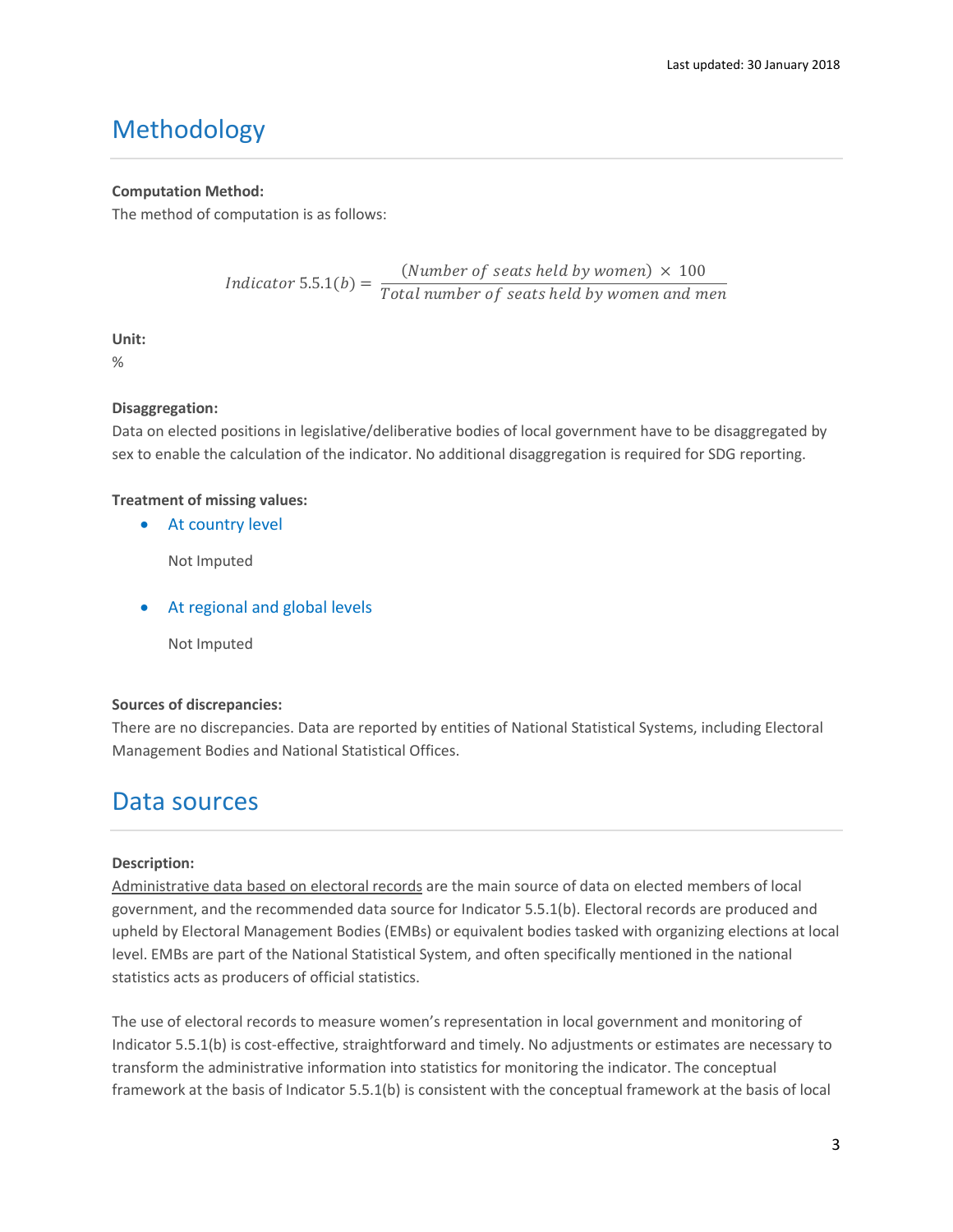# Methodology

**Computation Method:**

The method of computation is as follows:

$$Indicator\ 5.5.1(b) = \frac{(Number\ of\ seats\ held\ by\ women)\ \times\ 100}{Total\ number\ of\ seats\ held\ by\ women\ and\ men}$$

**Unit:**

%

**Disaggregation:**

Data on elected positions in legislative/deliberative bodies of local government have to be disaggregated by sex to enable the calculation of the indicator. No additional disaggregation is required for SDG reporting.

**Treatment of missing values:**

- At country level

  Not Imputed

- At regional and global levels

  Not Imputed

**Sources of discrepancies:**

There are no discrepancies. Data are reported by entities of National Statistical Systems, including Electoral Management Bodies and National Statistical Offices.

# Data sources

**Description:**

Administrative data based on electoral records are the main source of data on elected members of local government, and the recommended data source for Indicator 5.5.1(b). Electoral records are produced and upheld by Electoral Management Bodies (EMBs) or equivalent bodies tasked with organizing elections at local level. EMBs are part of the National Statistical System, and often specifically mentioned in the national statistics acts as producers of official statistics.

The use of electoral records to measure women's representation in local government and monitoring of Indicator 5.5.1(b) is cost-effective, straightforward and timely. No adjustments or estimates are necessary to transform the administrative information into statistics for monitoring the indicator. The conceptual framework at the basis of Indicator 5.5.1(b) is consistent with the conceptual framework at the basis of local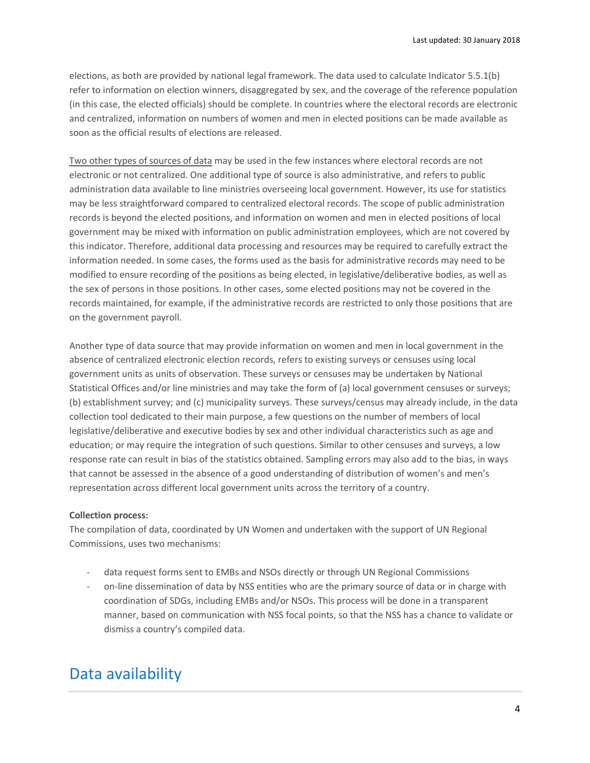elections, as both are provided by national legal framework. The data used to calculate Indicator 5.5.1(b) refer to information on election winners, disaggregated by sex, and the coverage of the reference population (in this case, the elected officials) should be complete. In countries where the electoral records are electronic and centralized, information on numbers of women and men in elected positions can be made available as soon as the official results of elections are released.

Two other types of sources of data may be used in the few instances where electoral records are not electronic or not centralized. One additional type of source is also administrative, and refers to public administration data available to line ministries overseeing local government. However, its use for statistics may be less straightforward compared to centralized electoral records. The scope of public administration records is beyond the elected positions, and information on women and men in elected positions of local government may be mixed with information on public administration employees, which are not covered by this indicator. Therefore, additional data processing and resources may be required to carefully extract the information needed. In some cases, the forms used as the basis for administrative records may need to be modified to ensure recording of the positions as being elected, in legislative/deliberative bodies, as well as the sex of persons in those positions. In other cases, some elected positions may not be covered in the records maintained, for example, if the administrative records are restricted to only those positions that are on the government payroll.

Another type of data source that may provide information on women and men in local government in the absence of centralized electronic election records, refers to existing surveys or censuses using local government units as units of observation. These surveys or censuses may be undertaken by National Statistical Offices and/or line ministries and may take the form of (a) local government censuses or surveys; (b) establishment survey; and (c) municipality surveys. These surveys/census may already include, in the data collection tool dedicated to their main purpose, a few questions on the number of members of local legislative/deliberative and executive bodies by sex and other individual characteristics such as age and education; or may require the integration of such questions. Similar to other censuses and surveys, a low response rate can result in bias of the statistics obtained. Sampling errors may also add to the bias, in ways that cannot be assessed in the absence of a good understanding of distribution of women's and men's representation across different local government units across the territory of a country.

**Collection process:**
The compilation of data, coordinated by UN Women and undertaken with the support of UN Regional Commissions, uses two mechanisms:

- data request forms sent to EMBs and NSOs directly or through UN Regional Commissions
- on-line dissemination of data by NSS entities who are the primary source of data or in charge with coordination of SDGs, including EMBs and/or NSOs. This process will be done in a transparent manner, based on communication with NSS focal points, so that the NSS has a chance to validate or dismiss a country's compiled data.

# Data availability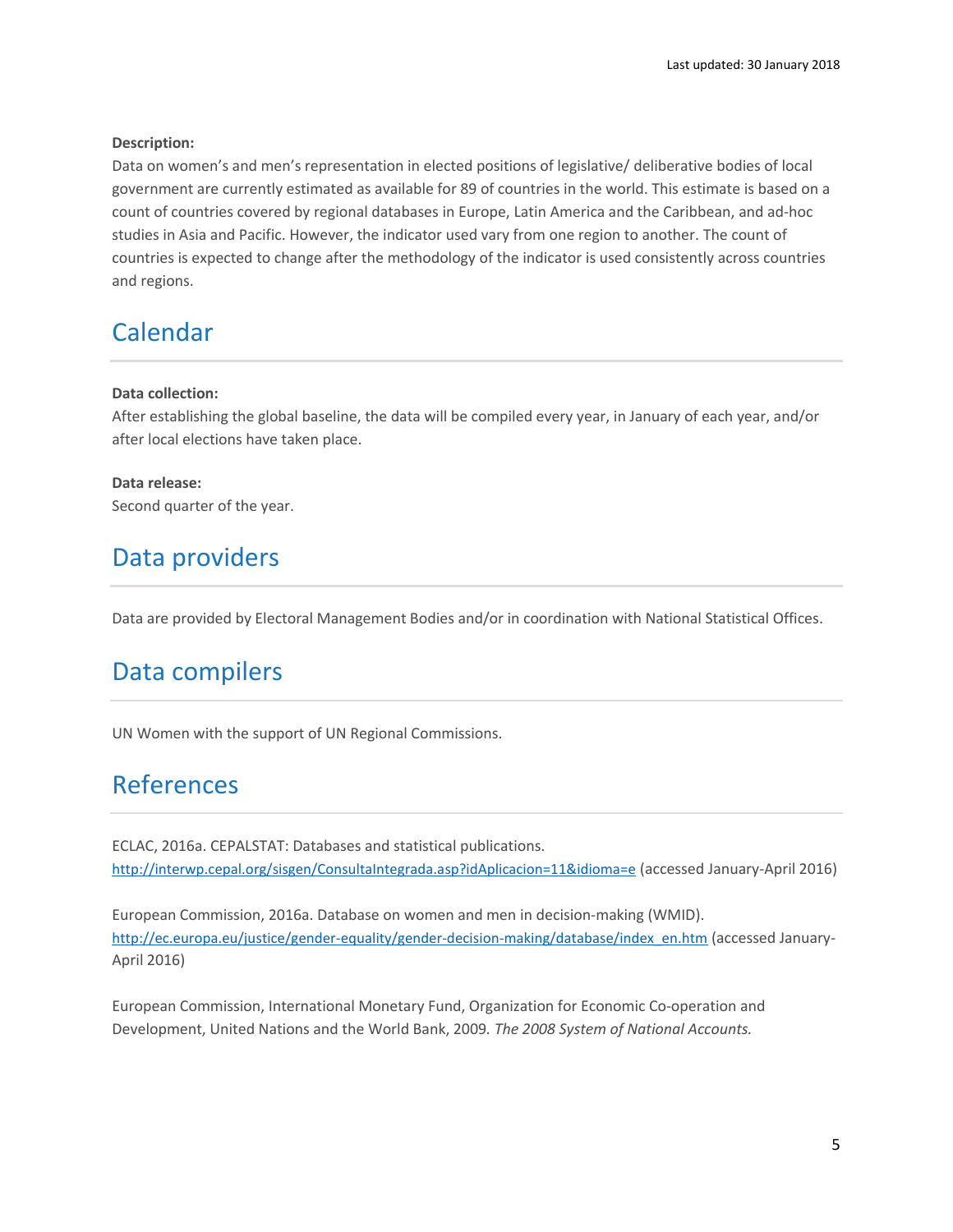**Description:**
Data on women's and men's representation in elected positions of legislative/ deliberative bodies of local government are currently estimated as available for 89 of countries in the world. This estimate is based on a count of countries covered by regional databases in Europe, Latin America and the Caribbean, and ad-hoc studies in Asia and Pacific. However, the indicator used vary from one region to another. The count of countries is expected to change after the methodology of the indicator is used consistently across countries and regions.

## Calendar

**Data collection:**
After establishing the global baseline, the data will be compiled every year, in January of each year, and/or after local elections have taken place.

**Data release:**
Second quarter of the year.

## Data providers

Data are provided by Electoral Management Bodies and/or in coordination with National Statistical Offices.

## Data compilers

UN Women with the support of UN Regional Commissions.

## References

ECLAC, 2016a. CEPALSTAT: Databases and statistical publications. http://interwp.cepal.org/sisgen/ConsultaIntegrada.asp?idAplicacion=11&idioma=e (accessed January-April 2016)

European Commission, 2016a. Database on women and men in decision-making (WMID). http://ec.europa.eu/justice/gender-equality/gender-decision-making/database/index_en.htm (accessed January-April 2016)

European Commission, International Monetary Fund, Organization for Economic Co-operation and Development, United Nations and the World Bank, 2009. *The 2008 System of National Accounts.*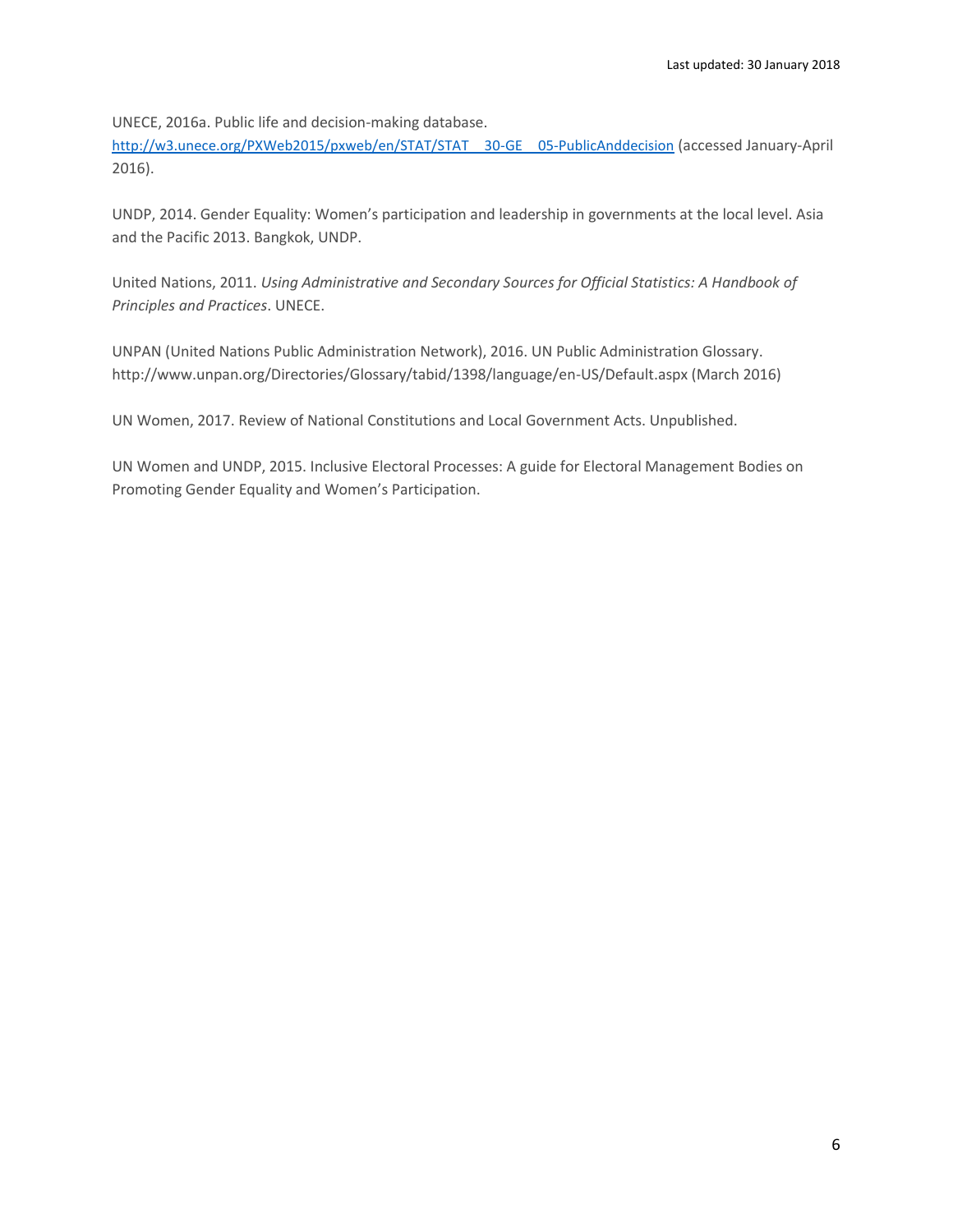UNECE, 2016a. Public life and decision-making database. [http://w3.unece.org/PXWeb2015/pxweb/en/STAT/STAT__30-GE__05-PublicAnddecision](http://w3.unece.org/PXWeb2015/pxweb/en/STAT/STAT__30-GE__05-PublicAnddecision) (accessed January-April 2016).

UNDP, 2014. Gender Equality: Women's participation and leadership in governments at the local level. Asia and the Pacific 2013. Bangkok, UNDP.

United Nations, 2011. *Using Administrative and Secondary Sources for Official Statistics: A Handbook of Principles and Practices*. UNECE.

UNPAN (United Nations Public Administration Network), 2016. UN Public Administration Glossary. http://www.unpan.org/Directories/Glossary/tabid/1398/language/en-US/Default.aspx (March 2016)

UN Women, 2017. Review of National Constitutions and Local Government Acts. Unpublished.

UN Women and UNDP, 2015. Inclusive Electoral Processes: A guide for Electoral Management Bodies on Promoting Gender Equality and Women's Participation.